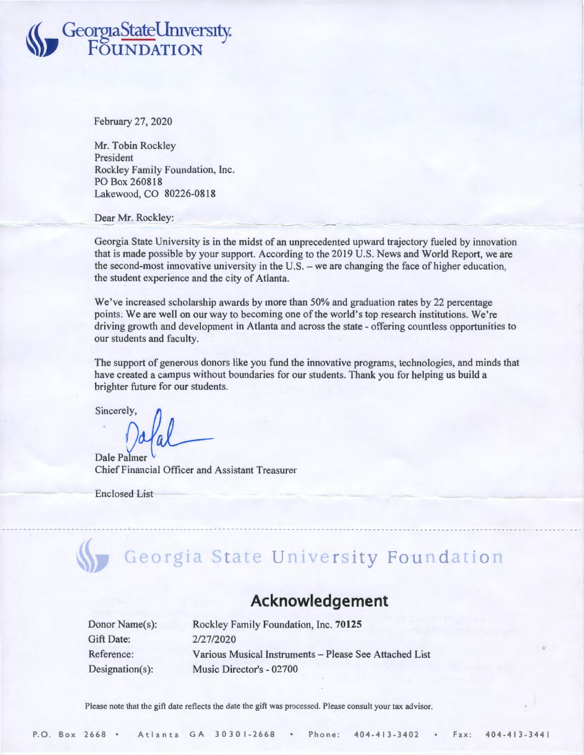# Georgia State University Foundation

February 27, 2020

Mr. Tobin Rockley
President
Rockley Family Foundation, Inc.
PO Box 260818
Lakewood, CO 80226-0818

Dear Mr. Rockley:

Georgia State University is in the midst of an unprecedented upward trajectory fueled by innovation that is made possible by your support. According to the 2019 U.S. News and World Report, we are the second-most innovative university in the U.S. – we are changing the face of higher education, the student experience and the city of Atlanta.

We've increased scholarship awards by more than 50% and graduation rates by 22 percentage points. We are well on our way to becoming one of the world's top research institutions. We're driving growth and development in Atlanta and across the state - offering countless opportunities to our students and faculty.

The support of generous donors like you fund the innovative programs, technologies, and minds that have created a campus without boundaries for our students. Thank you for helping us build a brighter future for our students.

Sincerely,

Dale Palmer
Chief Financial Officer and Assistant Treasurer

Enclosed List

---

# Georgia State University Foundation

## Acknowledgement

Donor Name(s): Rockley Family Foundation, Inc. **70125**
Gift Date: 2/27/2020
Reference: Various Musical Instruments – Please See Attached List
Designation(s): Music Director's - 02700

Please note that the gift date reflects the date the gift was processed. Please consult your tax advisor.

P.O. Box 2668 • Atlanta GA 30301-2668 • Phone: 404-413-3402 • Fax: 404-413-3441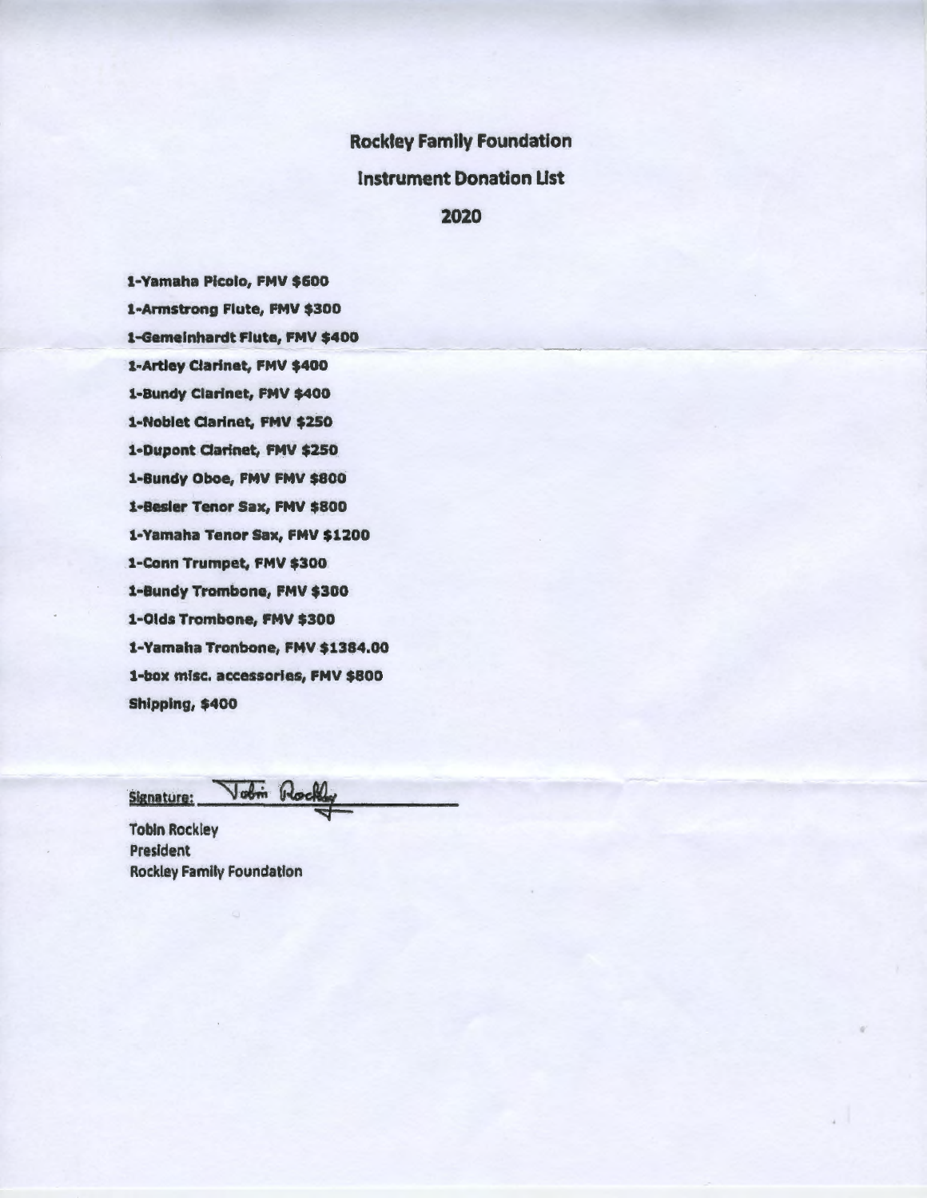# Rockley Family Foundation

## Instrument Donation List

## 2020

**1-Yamaha Picolo, FMV $600**

**1-Armstrong Flute, FMV $300**

**1-Gemeinhardt Flute, FMV $400**

**1-Artley Clarinet, FMV $400**

**1-Bundy Clarinet, FMV $400**

**1-Noblet Clarinet, FMV $250**

**1-Dupont Clarinet, FMV $250**

**1-Bundy Oboe, FMV FMV $800**

**1-Besler Tenor Sax, FMV $800**

**1-Yamaha Tenor Sax, FMV $1200**

**1-Conn Trumpet, FMV $300**

**1-Bundy Trombone, FMV $300**

**1-Olds Trombone, FMV $300**

**1-Yamaha Tronbone, FMV $1384.00**

**1-box misc. accessories, FMV $800**

**Shipping, $400**

**Signature:** Tobin Rockley

Tobin Rockley
President
Rockley Family Foundation